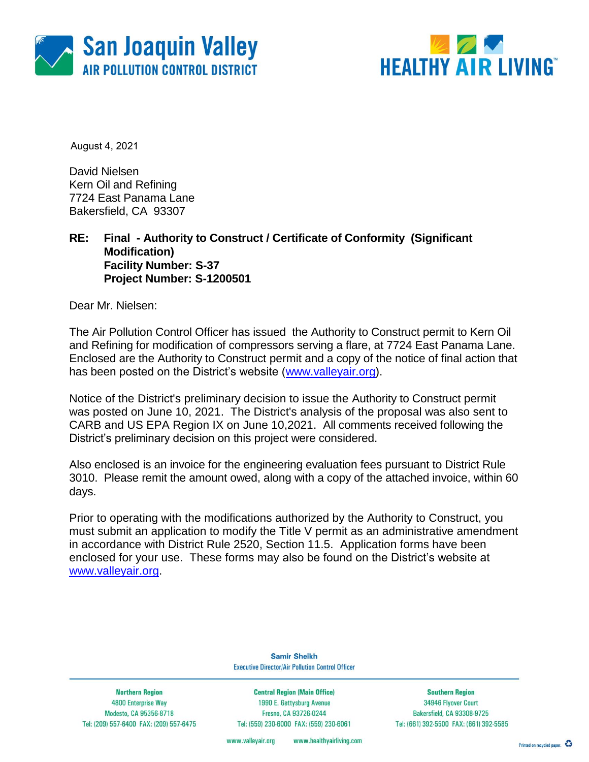San Joaquin Valley
AIR POLLUTION CONTROL DISTRICT

HEALTHY AIR LIVING™

August 4, 2021

David Nielsen
Kern Oil and Refining
7724 East Panama Lane
Bakersfield, CA 93307

**RE: Final - Authority to Construct / Certificate of Conformity (Significant Modification)**
**Facility Number: S-37**
**Project Number: S-1200501**

Dear Mr. Nielsen:

The Air Pollution Control Officer has issued the Authority to Construct permit to Kern Oil and Refining for modification of compressors serving a flare, at 7724 East Panama Lane. Enclosed are the Authority to Construct permit and a copy of the notice of final action that has been posted on the District's website (www.valleyair.org).

Notice of the District's preliminary decision to issue the Authority to Construct permit was posted on June 10, 2021. The District's analysis of the proposal was also sent to CARB and US EPA Region IX on June 10,2021. All comments received following the District's preliminary decision on this project were considered.

Also enclosed is an invoice for the engineering evaluation fees pursuant to District Rule 3010. Please remit the amount owed, along with a copy of the attached invoice, within 60 days.

Prior to operating with the modifications authorized by the Authority to Construct, you must submit an application to modify the Title V permit as an administrative amendment in accordance with District Rule 2520, Section 11.5. Application forms have been enclosed for your use. These forms may also be found on the District's website at www.valleyair.org.

**Samir Sheikh**
Executive Director/Air Pollution Control Officer

| Northern Region | Central Region (Main Office) | Southern Region |
|---|---|---|
| 4800 Enterprise Way | 1990 E. Gettysburg Avenue | 34946 Flyover Court |
| Modesto, CA 95356-8718 | Fresno, CA 93726-0244 | Bakersfield, CA 93308-9725 |
| Tel: (209) 557-6400 FAX: (209) 557-6475 | Tel: (559) 230-6000 FAX: (559) 230-6061 | Tel: (661) 392-5500 FAX: (661) 392-5585 |

www.valleyair.org www.healthyairliving.com

Printed on recycled paper.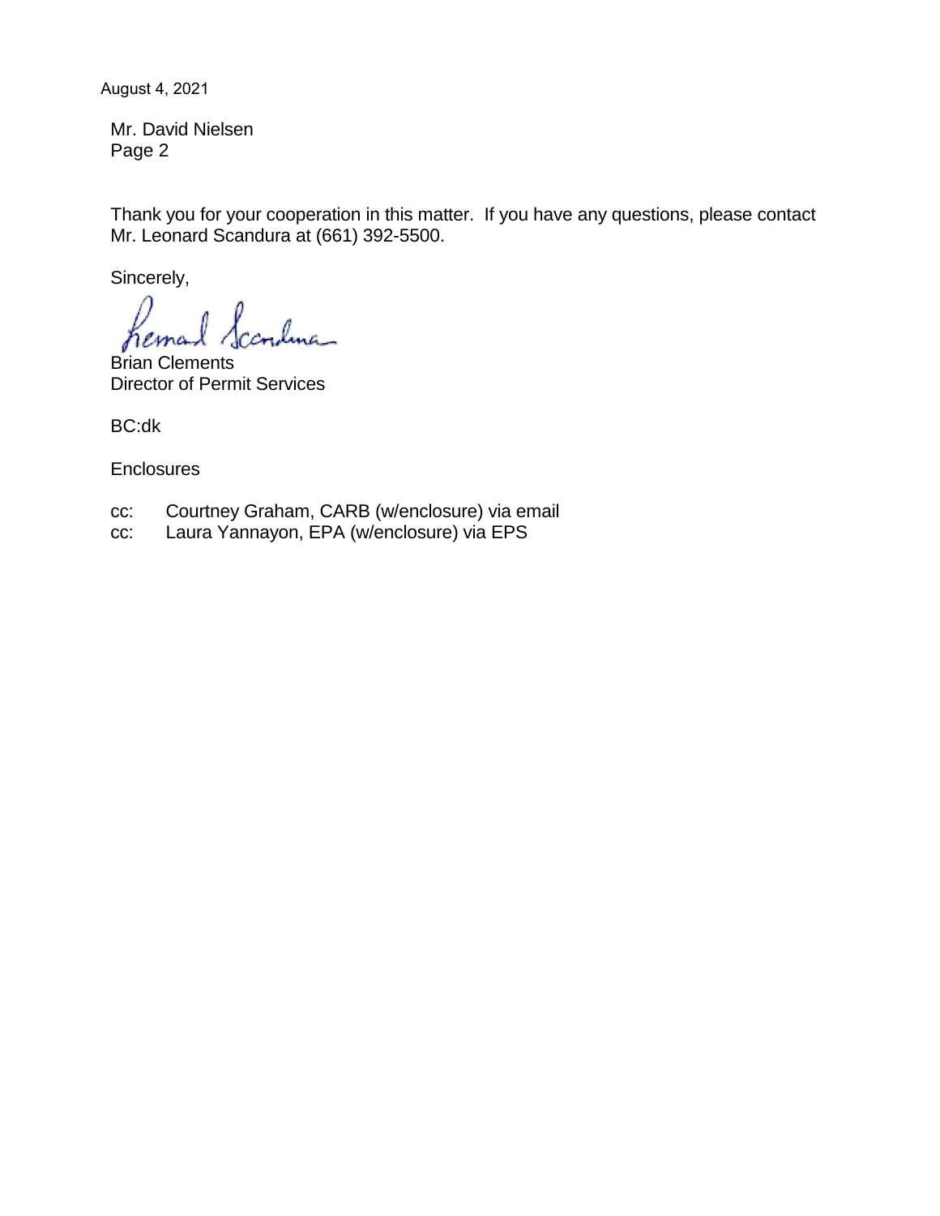August 4, 2021

Mr. David Nielsen
Page 2

Thank you for your cooperation in this matter. If you have any questions, please contact Mr. Leonard Scandura at (661) 392-5500.

Sincerely,

Brian Clements
Director of Permit Services

BC:dk

Enclosures

cc: Courtney Graham, CARB (w/enclosure) via email
cc: Laura Yannayon, EPA (w/enclosure) via EPS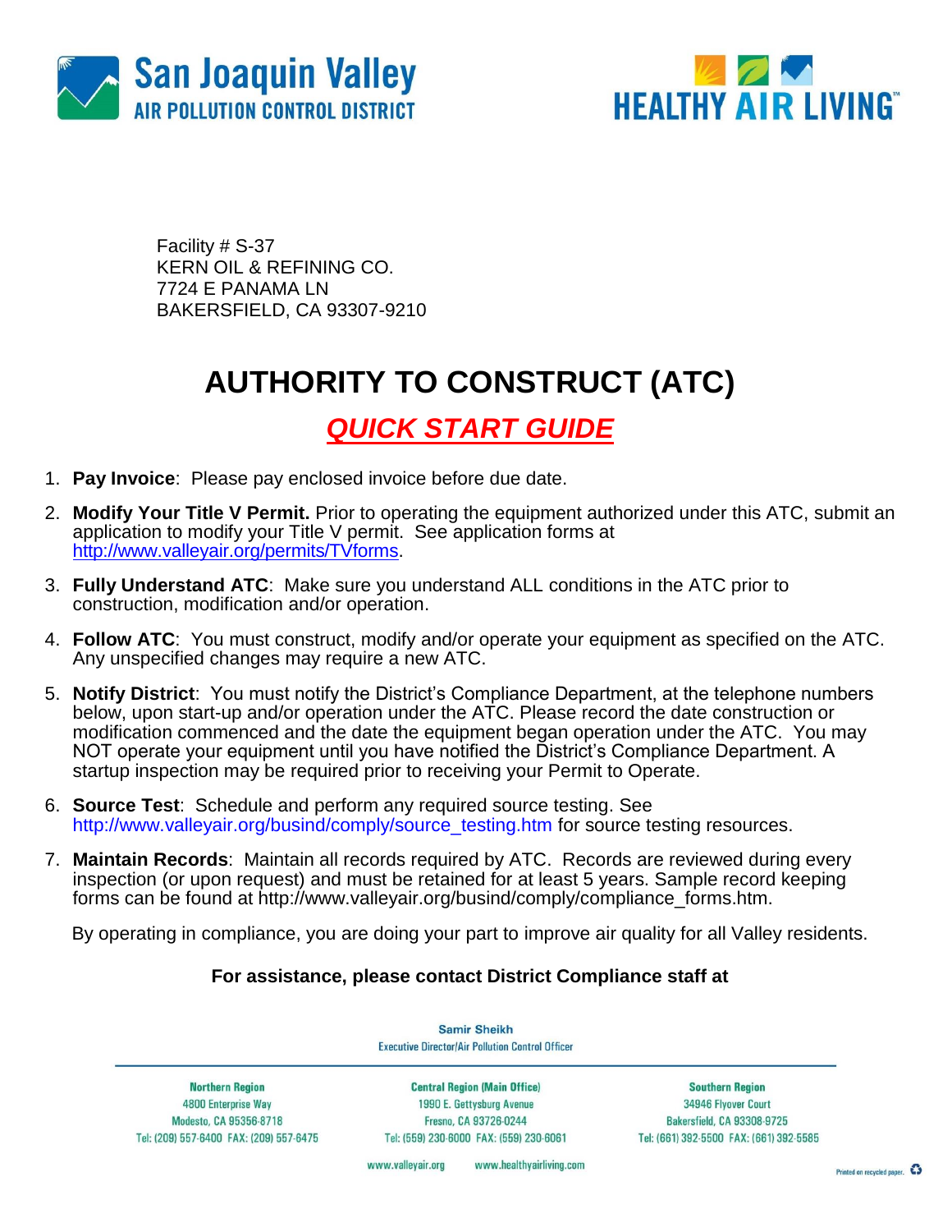San Joaquin Valley
AIR POLLUTION CONTROL DISTRICT

HEALTHY AIR LIVING™

Facility # S-37
KERN OIL & REFINING CO.
7724 E PANAMA LN
BAKERSFIELD, CA 93307-9210

# AUTHORITY TO CONSTRUCT (ATC)

## *QUICK START GUIDE*

1. **Pay Invoice**: Please pay enclosed invoice before due date.
2. **Modify Your Title V Permit.** Prior to operating the equipment authorized under this ATC, submit an application to modify your Title V permit. See application forms at http://www.valleyair.org/permits/TVforms.
3. **Fully Understand ATC**: Make sure you understand ALL conditions in the ATC prior to construction, modification and/or operation.
4. **Follow ATC**: You must construct, modify and/or operate your equipment as specified on the ATC. Any unspecified changes may require a new ATC.
5. **Notify District**: You must notify the District's Compliance Department, at the telephone numbers below, upon start-up and/or operation under the ATC. Please record the date construction or modification commenced and the date the equipment began operation under the ATC. You may NOT operate your equipment until you have notified the District's Compliance Department. A startup inspection may be required prior to receiving your Permit to Operate.
6. **Source Test**: Schedule and perform any required source testing. See http://www.valleyair.org/busind/comply/source_testing.htm for source testing resources.
7. **Maintain Records**: Maintain all records required by ATC. Records are reviewed during every inspection (or upon request) and must be retained for at least 5 years. Sample record keeping forms can be found at http://www.valleyair.org/busind/comply/compliance_forms.htm.

By operating in compliance, you are doing your part to improve air quality for all Valley residents.

**For assistance, please contact District Compliance staff at**

Samir Sheikh
Executive Director/Air Pollution Control Officer

**Northern Region**
4800 Enterprise Way
Modesto, CA 95356-8718
Tel: (209) 557-6400 FAX: (209) 557-6475

**Central Region (Main Office)**
1990 E. Gettysburg Avenue
Fresno, CA 93726-0244
Tel: (559) 230-6000 FAX: (559) 230-6061

**Southern Region**
34946 Flyover Court
Bakersfield, CA 93308-9725
Tel: (661) 392-5500 FAX: (661) 392-5585

www.valleyair.org www.healthyairliving.com

Printed on recycled paper.